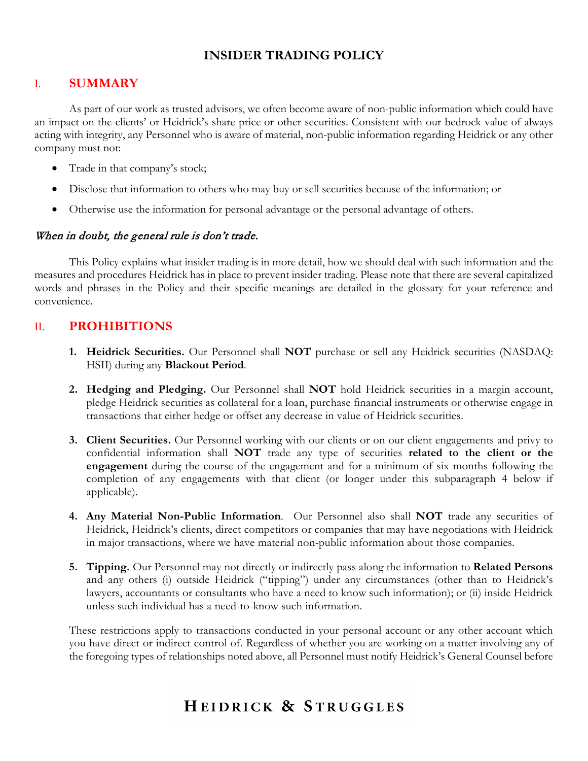# INSIDER TRADING POLICY

## I. SUMMARY

As part of our work as trusted advisors, we often become aware of non-public information which could have an impact on the clients' or Heidrick's share price or other securities. Consistent with our bedrock value of always acting with integrity, any Personnel who is aware of material, non-public information regarding Heidrick or any other company must not:

- Trade in that company's stock;
- Disclose that information to others who may buy or sell securities because of the information; or
- Otherwise use the information for personal advantage or the personal advantage of others.

*When in doubt, the general rule is don't trade.*

This Policy explains what insider trading is in more detail, how we should deal with such information and the measures and procedures Heidrick has in place to prevent insider trading. Please note that there are several capitalized words and phrases in the Policy and their specific meanings are detailed in the glossary for your reference and convenience.

## II. PROHIBITIONS

1. **Heidrick Securities.** Our Personnel shall **NOT** purchase or sell any Heidrick securities (NASDAQ: HSII) during any **Blackout Period**.

2. **Hedging and Pledging.** Our Personnel shall **NOT** hold Heidrick securities in a margin account, pledge Heidrick securities as collateral for a loan, purchase financial instruments or otherwise engage in transactions that either hedge or offset any decrease in value of Heidrick securities.

3. **Client Securities.** Our Personnel working with our clients or on our client engagements and privy to confidential information shall **NOT** trade any type of securities **related to the client or the engagement** during the course of the engagement and for a minimum of six months following the completion of any engagements with that client (or longer under this subparagraph 4 below if applicable).

4. **Any Material Non-Public Information**. Our Personnel also shall **NOT** trade any securities of Heidrick, Heidrick's clients, direct competitors or companies that may have negotiations with Heidrick in major transactions, where we have material non-public information about those companies.

5. **Tipping.** Our Personnel may not directly or indirectly pass along the information to **Related Persons** and any others (i) outside Heidrick ("tipping") under any circumstances (other than to Heidrick's lawyers, accountants or consultants who have a need to know such information); or (ii) inside Heidrick unless such individual has a need-to-know such information.

These restrictions apply to transactions conducted in your personal account or any other account which you have direct or indirect control of. Regardless of whether you are working on a matter involving any of the foregoing types of relationships noted above, all Personnel must notify Heidrick's General Counsel before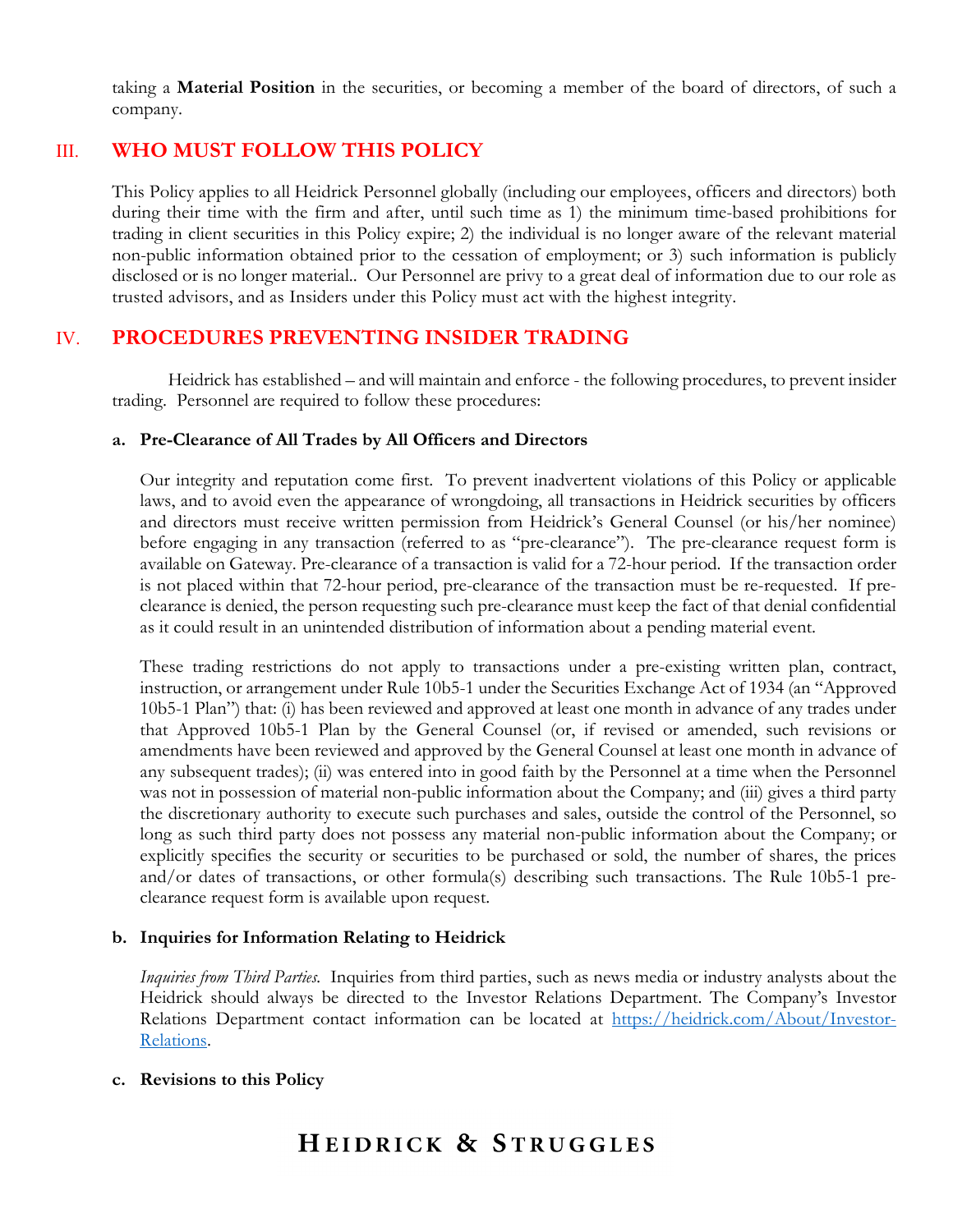taking a **Material Position** in the securities, or becoming a member of the board of directors, of such a company.

## III. WHO MUST FOLLOW THIS POLICY

This Policy applies to all Heidrick Personnel globally (including our employees, officers and directors) both during their time with the firm and after, until such time as 1) the minimum time-based prohibitions for trading in client securities in this Policy expire; 2) the individual is no longer aware of the relevant material non-public information obtained prior to the cessation of employment; or 3) such information is publicly disclosed or is no longer material.. Our Personnel are privy to a great deal of information due to our role as trusted advisors, and as Insiders under this Policy must act with the highest integrity.

## IV. PROCEDURES PREVENTING INSIDER TRADING

Heidrick has established – and will maintain and enforce - the following procedures, to prevent insider trading. Personnel are required to follow these procedures:

### a. Pre-Clearance of All Trades by All Officers and Directors

Our integrity and reputation come first. To prevent inadvertent violations of this Policy or applicable laws, and to avoid even the appearance of wrongdoing, all transactions in Heidrick securities by officers and directors must receive written permission from Heidrick's General Counsel (or his/her nominee) before engaging in any transaction (referred to as "pre-clearance"). The pre-clearance request form is available on Gateway. Pre-clearance of a transaction is valid for a 72-hour period. If the transaction order is not placed within that 72-hour period, pre-clearance of the transaction must be re-requested. If pre-clearance is denied, the person requesting such pre-clearance must keep the fact of that denial confidential as it could result in an unintended distribution of information about a pending material event.

These trading restrictions do not apply to transactions under a pre-existing written plan, contract, instruction, or arrangement under Rule 10b5-1 under the Securities Exchange Act of 1934 (an "Approved 10b5-1 Plan") that: (i) has been reviewed and approved at least one month in advance of any trades under that Approved 10b5-1 Plan by the General Counsel (or, if revised or amended, such revisions or amendments have been reviewed and approved by the General Counsel at least one month in advance of any subsequent trades); (ii) was entered into in good faith by the Personnel at a time when the Personnel was not in possession of material non-public information about the Company; and (iii) gives a third party the discretionary authority to execute such purchases and sales, outside the control of the Personnel, so long as such third party does not possess any material non-public information about the Company; or explicitly specifies the security or securities to be purchased or sold, the number of shares, the prices and/or dates of transactions, or other formula(s) describing such transactions. The Rule 10b5-1 pre-clearance request form is available upon request.

### b. Inquiries for Information Relating to Heidrick

*Inquiries from Third Parties.* Inquiries from third parties, such as news media or industry analysts about the Heidrick should always be directed to the Investor Relations Department. The Company's Investor Relations Department contact information can be located at [https://heidrick.com/About/Investor-Relations](https://heidrick.com/About/Investor-Relations).

### c. Revisions to this Policy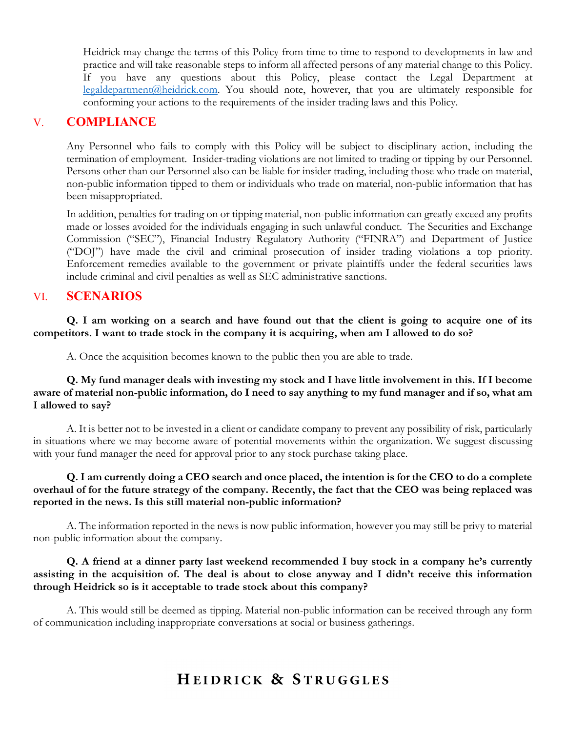Heidrick may change the terms of this Policy from time to time to respond to developments in law and practice and will take reasonable steps to inform all affected persons of any material change to this Policy. If you have any questions about this Policy, please contact the Legal Department at [legaldepartment@heidrick.com](mailto:legaldepartment@heidrick.com). You should note, however, that you are ultimately responsible for conforming your actions to the requirements of the insider trading laws and this Policy.

## V. COMPLIANCE

Any Personnel who fails to comply with this Policy will be subject to disciplinary action, including the termination of employment. Insider-trading violations are not limited to trading or tipping by our Personnel. Persons other than our Personnel also can be liable for insider trading, including those who trade on material, non-public information tipped to them or individuals who trade on material, non-public information that has been misappropriated.

In addition, penalties for trading on or tipping material, non-public information can greatly exceed any profits made or losses avoided for the individuals engaging in such unlawful conduct. The Securities and Exchange Commission ("SEC"), Financial Industry Regulatory Authority ("FINRA") and Department of Justice ("DOJ") have made the civil and criminal prosecution of insider trading violations a top priority. Enforcement remedies available to the government or private plaintiffs under the federal securities laws include criminal and civil penalties as well as SEC administrative sanctions.

## VI. SCENARIOS

**Q. I am working on a search and have found out that the client is going to acquire one of its competitors. I want to trade stock in the company it is acquiring, when am I allowed to do so?**

A. Once the acquisition becomes known to the public then you are able to trade.

**Q. My fund manager deals with investing my stock and I have little involvement in this. If I become aware of material non-public information, do I need to say anything to my fund manager and if so, what am I allowed to say?**

A. It is better not to be invested in a client or candidate company to prevent any possibility of risk, particularly in situations where we may become aware of potential movements within the organization. We suggest discussing with your fund manager the need for approval prior to any stock purchase taking place.

**Q. I am currently doing a CEO search and once placed, the intention is for the CEO to do a complete overhaul of for the future strategy of the company. Recently, the fact that the CEO was being replaced was reported in the news. Is this still material non-public information?**

A. The information reported in the news is now public information, however you may still be privy to material non-public information about the company.

**Q. A friend at a dinner party last weekend recommended I buy stock in a company he's currently assisting in the acquisition of. The deal is about to close anyway and I didn't receive this information through Heidrick so is it acceptable to trade stock about this company?**

A. This would still be deemed as tipping. Material non-public information can be received through any form of communication including inappropriate conversations at social or business gatherings.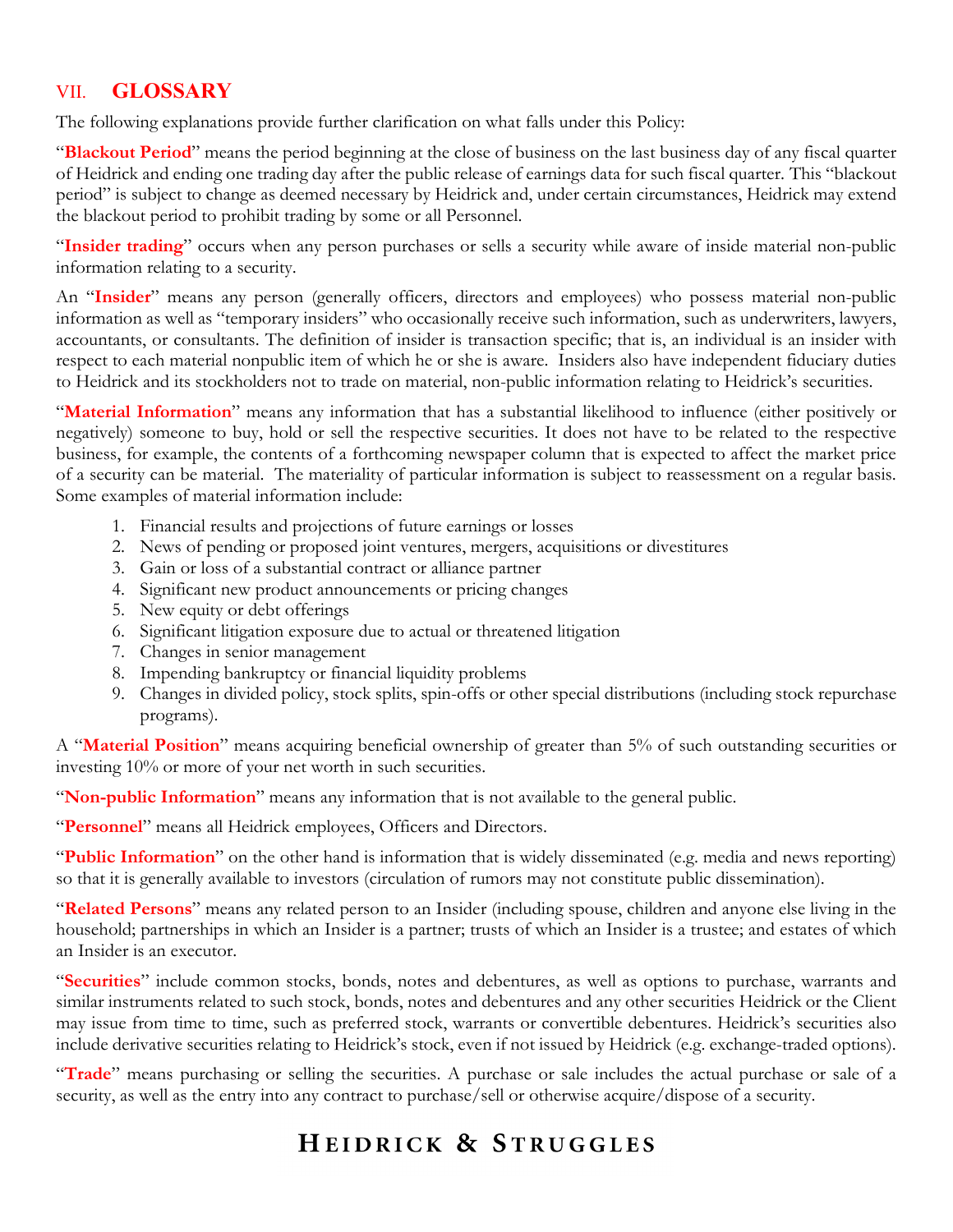## VII. GLOSSARY

The following explanations provide further clarification on what falls under this Policy:

"**Blackout Period**" means the period beginning at the close of business on the last business day of any fiscal quarter of Heidrick and ending one trading day after the public release of earnings data for such fiscal quarter. This "blackout period" is subject to change as deemed necessary by Heidrick and, under certain circumstances, Heidrick may extend the blackout period to prohibit trading by some or all Personnel.

"**Insider trading**" occurs when any person purchases or sells a security while aware of inside material non-public information relating to a security.

An "**Insider**" means any person (generally officers, directors and employees) who possess material non-public information as well as "temporary insiders" who occasionally receive such information, such as underwriters, lawyers, accountants, or consultants. The definition of insider is transaction specific; that is, an individual is an insider with respect to each material nonpublic item of which he or she is aware. Insiders also have independent fiduciary duties to Heidrick and its stockholders not to trade on material, non-public information relating to Heidrick's securities.

"**Material Information**" means any information that has a substantial likelihood to influence (either positively or negatively) someone to buy, hold or sell the respective securities. It does not have to be related to the respective business, for example, the contents of a forthcoming newspaper column that is expected to affect the market price of a security can be material. The materiality of particular information is subject to reassessment on a regular basis. Some examples of material information include:

1. Financial results and projections of future earnings or losses
2. News of pending or proposed joint ventures, mergers, acquisitions or divestitures
3. Gain or loss of a substantial contract or alliance partner
4. Significant new product announcements or pricing changes
5. New equity or debt offerings
6. Significant litigation exposure due to actual or threatened litigation
7. Changes in senior management
8. Impending bankruptcy or financial liquidity problems
9. Changes in divided policy, stock splits, spin-offs or other special distributions (including stock repurchase programs).

A "**Material Position**" means acquiring beneficial ownership of greater than 5% of such outstanding securities or investing 10% or more of your net worth in such securities.

"**Non-public Information**" means any information that is not available to the general public.

"**Personnel**" means all Heidrick employees, Officers and Directors.

"**Public Information**" on the other hand is information that is widely disseminated (e.g. media and news reporting) so that it is generally available to investors (circulation of rumors may not constitute public dissemination).

"**Related Persons**" means any related person to an Insider (including spouse, children and anyone else living in the household; partnerships in which an Insider is a partner; trusts of which an Insider is a trustee; and estates of which an Insider is an executor.

"**Securities**" include common stocks, bonds, notes and debentures, as well as options to purchase, warrants and similar instruments related to such stock, bonds, notes and debentures and any other securities Heidrick or the Client may issue from time to time, such as preferred stock, warrants or convertible debentures. Heidrick's securities also include derivative securities relating to Heidrick's stock, even if not issued by Heidrick (e.g. exchange-traded options).

"**Trade**" means purchasing or selling the securities. A purchase or sale includes the actual purchase or sale of a security, as well as the entry into any contract to purchase/sell or otherwise acquire/dispose of a security.